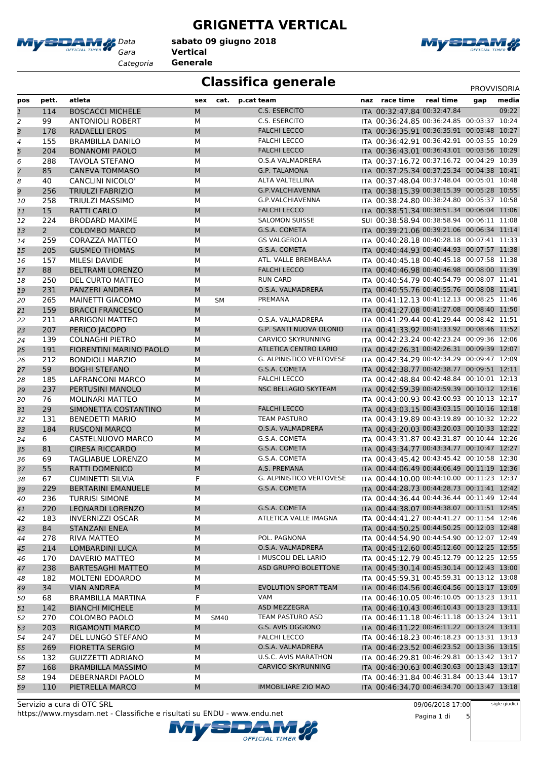# GRIGNETTA VERTICAL

*Data* **sabato 09 giugno 2018**
*Gara* **Vertical**
*Categoria* **Generale**

## Classifica generale

PROVVISORIA

| pos | pett. | atleta | sex | cat. | p.cat | team | naz | race time | real time | gap | media |
|---|---|---|---|---|---|---|---|---|---|---|---|
| 1 | 114 | BOSCACCI MICHELE | M | | | C.S. ESERCITO | ITA | 00:32:47.84 | 00:32:47.84 | | 09:22 |
| 2 | 99 | ANTONIOLI ROBERT | M | | | C.S. ESERCITO | ITA | 00:36:24.85 | 00:36:24.85 | 00:03:37 | 10:24 |
| 3 | 178 | RADAELLI EROS | M | | | FALCHI LECCO | ITA | 00:36:35.91 | 00:36:35.91 | 00:03:48 | 10:27 |
| 4 | 155 | BRAMBILLA DANILO | M | | | FALCHI LECCO | ITA | 00:36:42.91 | 00:36:42.91 | 00:03:55 | 10:29 |
| 5 | 204 | BONANOMI PAOLO | M | | | FALCHI LECCO | ITA | 00:36:43.01 | 00:36:43.01 | 00:03:56 | 10:29 |
| 6 | 288 | TAVOLA STEFANO | M | | | O.S.A VALMADRERA | ITA | 00:37:16.72 | 00:37:16.72 | 00:04:29 | 10:39 |
| 7 | 85 | CANEVA TOMMASO | M | | | G.P. TALAMONA | ITA | 00:37:25.34 | 00:37:25.34 | 00:04:38 | 10:41 |
| 8 | 40 | CANCLINI NICOLO' | M | | | ALTA VALTELLINA | ITA | 00:37:48.04 | 00:37:48.04 | 00:05:01 | 10:48 |
| 9 | 256 | TRIULZI FABRIZIO | M | | | G.P.VALCHIAVENNA | ITA | 00:38:15.39 | 00:38:15.39 | 00:05:28 | 10:55 |
| 10 | 258 | TRIULZI MASSIMO | M | | | G.P.VALCHIAVENNA | ITA | 00:38:24.80 | 00:38:24.80 | 00:05:37 | 10:58 |
| 11 | 15 | RATTI CARLO | M | | | FALCHI LECCO | ITA | 00:38:51.34 | 00:38:51.34 | 00:06:04 | 11:06 |
| 12 | 224 | BRODARD MAXIME | M | | | SALOMON SUISSE | SUI | 00:38:58.94 | 00:38:58.94 | 00:06:11 | 11:08 |
| 13 | 2 | COLOMBO MARCO | M | | | G.S.A. COMETA | ITA | 00:39:21.06 | 00:39:21.06 | 00:06:34 | 11:14 |
| 14 | 259 | CORAZZA MATTEO | M | | | GS VALGEROLA | ITA | 00:40:28.18 | 00:40:28.18 | 00:07:41 | 11:33 |
| 15 | 205 | GUSMEO THOMAS | M | | | G.S.A. COMETA | ITA | 00:40:44.93 | 00:40:44.93 | 00:07:57 | 11:38 |
| 16 | 157 | MILESI DAVIDE | M | | | ATL. VALLE BREMBANA | ITA | 00:40:45.18 | 00:40:45.18 | 00:07:58 | 11:38 |
| 17 | 88 | BELTRAMI LORENZO | M | | | FALCHI LECCO | ITA | 00:40:46.98 | 00:40:46.98 | 00:08:00 | 11:39 |
| 18 | 250 | DEL CURTO MATTEO | M | | | RUN CARD | ITA | 00:40:54.79 | 00:40:54.79 | 00:08:07 | 11:41 |
| 19 | 231 | PANZERI ANDREA | M | | | O.S.A. VALMADRERA | ITA | 00:40:55.76 | 00:40:55.76 | 00:08:08 | 11:41 |
| 20 | 265 | MAINETTI GIACOMO | M | SM | | PREMANA | ITA | 00:41:12.13 | 00:41:12.13 | 00:08:25 | 11:46 |
| 21 | 159 | BRACCI FRANCESCO | M | | | - | ITA | 00:41:27.08 | 00:41:27.08 | 00:08:40 | 11:50 |
| 22 | 211 | ARRIGONI MATTEO | M | | | O.S.A. VALMADRERA | ITA | 00:41:29.44 | 00:41:29.44 | 00:08:42 | 11:51 |
| 23 | 207 | PERICO JACOPO | M | | | G.P. SANTI NUOVA OLONIO | ITA | 00:41:33.92 | 00:41:33.92 | 00:08:46 | 11:52 |
| 24 | 139 | COLNAGHI PIETRO | M | | | CARVICO SKYRUNNING | ITA | 00:42:23.24 | 00:42:23.24 | 00:09:36 | 12:06 |
| 25 | 191 | FIORENTINI MARINO PAOLO | M | | | ATLETICA CENTRO LARIO | ITA | 00:42:26.31 | 00:42:26.31 | 00:09:39 | 12:07 |
| 26 | 212 | BONDIOLI MARZIO | M | | | G. ALPINISTICO VERTOVESE | ITA | 00:42:34.29 | 00:42:34.29 | 00:09:47 | 12:09 |
| 27 | 59 | BOGHI STEFANO | M | | | G.S.A. COMETA | ITA | 00:42:38.77 | 00:42:38.77 | 00:09:51 | 12:11 |
| 28 | 185 | LAFRANCONI MARCO | M | | | FALCHI LECCO | ITA | 00:42:48.84 | 00:42:48.84 | 00:10:01 | 12:13 |
| 29 | 237 | PERTUSINI MANOLO | M | | | NSC BELLAGIO SKYTEAM | ITA | 00:42:59.39 | 00:42:59.39 | 00:10:12 | 12:16 |
| 30 | 76 | MOLINARI MATTEO | M | | | | ITA | 00:43:00.93 | 00:43:00.93 | 00:10:13 | 12:17 |
| 31 | 29 | SIMONETTA COSTANTINO | M | | | FALCHI LECCO | ITA | 00:43:03.15 | 00:43:03.15 | 00:10:16 | 12:18 |
| 32 | 131 | BENEDETTI MARIO | M | | | TEAM PASTURO | ITA | 00:43:19.89 | 00:43:19.89 | 00:10:32 | 12:22 |
| 33 | 184 | RUSCONI MARCO | M | | | O.S.A. VALMADRERA | ITA | 00:43:20.03 | 00:43:20.03 | 00:10:33 | 12:22 |
| 34 | 6 | CASTELNUOVO MARCO | M | | | G.S.A. COMETA | ITA | 00:43:31.87 | 00:43:31.87 | 00:10:44 | 12:26 |
| 35 | 81 | CIRESA RICCARDO | M | | | G.S.A. COMETA | ITA | 00:43:34.77 | 00:43:34.77 | 00:10:47 | 12:27 |
| 36 | 69 | TAGLIABUE LORENZO | M | | | G.S.A. COMETA | ITA | 00:43:45.42 | 00:43:45.42 | 00:10:58 | 12:30 |
| 37 | 55 | RATTI DOMENICO | M | | | A.S. PREMANA | ITA | 00:44:06.49 | 00:44:06.49 | 00:11:19 | 12:36 |
| 38 | 67 | CUMINETTI SILVIA | F | | | G. ALPINISTICO VERTOVESE | ITA | 00:44:10.00 | 00:44:10.00 | 00:11:23 | 12:37 |
| 39 | 229 | BERTARINI EMANUELE | M | | | G.S.A. COMETA | ITA | 00:44:28.73 | 00:44:28.73 | 00:11:41 | 12:42 |
| 40 | 236 | TURRISI SIMONE | M | | | | ITA | 00:44:36.44 | 00:44:36.44 | 00:11:49 | 12:44 |
| 41 | 220 | LEONARDI LORENZO | M | | | G.S.A. COMETA | ITA | 00:44:38.07 | 00:44:38.07 | 00:11:51 | 12:45 |
| 42 | 183 | INVERNIZZI OSCAR | M | | | ATLETICA VALLE IMAGNA | ITA | 00:44:41.27 | 00:44:41.27 | 00:11:54 | 12:46 |
| 43 | 84 | STANZANI ENEA | M | | | | ITA | 00:44:50.25 | 00:44:50.25 | 00:12:03 | 12:48 |
| 44 | 278 | RIVA MATTEO | M | | | POL. PAGNONA | ITA | 00:44:54.90 | 00:44:54.90 | 00:12:07 | 12:49 |
| 45 | 214 | LOMBARDINI LUCA | M | | | O.S.A. VALMADRERA | ITA | 00:45:12.60 | 00:45:12.60 | 00:12:25 | 12:55 |
| 46 | 170 | DAVERIO MATTEO | M | | | I MUSCOLI DEL LARIO | ITA | 00:45:12.79 | 00:45:12.79 | 00:12:25 | 12:55 |
| 47 | 238 | BARTESAGHI MATTEO | M | | | ASD GRUPPO BOLETTONE | ITA | 00:45:30.14 | 00:45:30.14 | 00:12:43 | 13:00 |
| 48 | 182 | MOLTENI EDOARDO | M | | | | ITA | 00:45:59.31 | 00:45:59.31 | 00:13:12 | 13:08 |
| 49 | 34 | VIAN ANDREA | M | | | EVOLUTION SPORT TEAM | ITA | 00:46:04.56 | 00:46:04.56 | 00:13:17 | 13:09 |
| 50 | 68 | BRAMBILLA MARTINA | F | | | VAM | ITA | 00:46:10.05 | 00:46:10.05 | 00:13:23 | 13:11 |
| 51 | 142 | BIANCHI MICHELE | M | | | ASD MEZZEGRA | ITA | 00:46:10.43 | 00:46:10.43 | 00:13:23 | 13:11 |
| 52 | 270 | COLOMBO PAOLO | M | SM40 | | TEAM PASTURO ASD | ITA | 00:46:11.18 | 00:46:11.18 | 00:13:24 | 13:11 |
| 53 | 203 | RIGAMONTI MARCO | M | | | G.S. AVIS OGGIONO | ITA | 00:46:11.22 | 00:46:11.22 | 00:13:24 | 13:11 |
| 54 | 247 | DEL LUNGO STEFANO | M | | | FALCHI LECCO | ITA | 00:46:18.23 | 00:46:18.23 | 00:13:31 | 13:13 |
| 55 | 269 | FIORETTA SERGIO | M | | | O.S.A. VALMADRERA | ITA | 00:46:23.52 | 00:46:23.52 | 00:13:36 | 13:15 |
| 56 | 132 | GUIZZETTI ADRIANO | M | | | U.S.C. AVIS MARATHON | ITA | 00:46:29.81 | 00:46:29.81 | 00:13:42 | 13:17 |
| 57 | 168 | BRAMBILLA MASSIMO | M | | | CARVICO SKYRUNNING | ITA | 00:46:30.63 | 00:46:30.63 | 00:13:43 | 13:17 |
| 58 | 194 | DEBERNARDI PAOLO | M | | | | ITA | 00:46:31.84 | 00:46:31.84 | 00:13:44 | 13:17 |
| 59 | 110 | PIETRELLA MARCO | M | | | IMMOBILIARE ZIO MAO | ITA | 00:46:34.70 | 00:46:34.70 | 00:13:47 | 13:18 |

Servizio a cura di OTC SRL
https://www.mysdam.net - Classifiche e risultati su ENDU - www.endu.net

09/06/2018 17:00

sigle giudici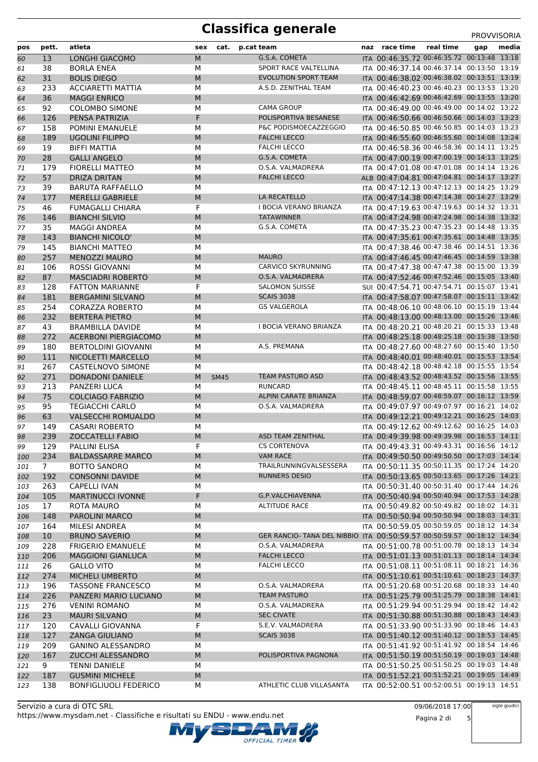# Classifica generale

PROVVISORIA

| pos | pett. | atleta | sex | cat. | p.cat | team | naz | race time | real time | gap | media |
|---|---|---|---|---|---|---|---|---|---|---|---|
| 60 | 13 | LONGHI GIACOMO | M | | | G.S.A. COMETA | ITA | 00:46:35.72 | 00:46:35.72 | 00:13:48 | 13:18 |
| 61 | 38 | BORLA ENEA | M | | | SPORT RACE VALTELLINA | ITA | 00:46:37.14 | 00:46:37.14 | 00:13:50 | 13:19 |
| 62 | 31 | BOLIS DIEGO | M | | | EVOLUTION SPORT TEAM | ITA | 00:46:38.02 | 00:46:38.02 | 00:13:51 | 13:19 |
| 63 | 233 | ACCIARETTI MATTIA | M | | | A.S.D. ZENITHAL TEAM | ITA | 00:46:40.23 | 00:46:40.23 | 00:13:53 | 13:20 |
| 64 | 36 | MAGGI ENRICO | M | | | | ITA | 00:46:42.69 | 00:46:42.69 | 00:13:55 | 13:20 |
| 65 | 92 | COLOMBO SIMONE | M | | | CAMA GROUP | ITA | 00:46:49.00 | 00:46:49.00 | 00:14:02 | 13:22 |
| 66 | 126 | PENSA PATRIZIA | F | | | POLISPORTIVA BESANESE | ITA | 00:46:50.66 | 00:46:50.66 | 00:14:03 | 13:23 |
| 67 | 158 | POMINI EMANUELE | M | | | P&C PODISMOECAZZEGGIO | ITA | 00:46:50.85 | 00:46:50.85 | 00:14:03 | 13:23 |
| 68 | 189 | UGOLINI FILIPPO | M | | | FALCHI LECCO | ITA | 00:46:55.60 | 00:46:55.60 | 00:14:08 | 13:24 |
| 69 | 19 | BIFFI MATTIA | M | | | FALCHI LECCO | ITA | 00:46:58.36 | 00:46:58.36 | 00:14:11 | 13:25 |
| 70 | 28 | GALLI ANGELO | M | | | G.S.A. COMETA | ITA | 00:47:00.19 | 00:47:00.19 | 00:14:13 | 13:25 |
| 71 | 179 | FIORELLI MATTEO | M | | | O.S.A. VALMADRERA | ITA | 00:47:01.08 | 00:47:01.08 | 00:14:14 | 13:26 |
| 72 | 57 | DRIZA DRITAN | M | | | FALCHI LECCO | ALB | 00:47:04.81 | 00:47:04.81 | 00:14:17 | 13:27 |
| 73 | 39 | BARUTA RAFFAELLO | M | | | | ITA | 00:47:12.13 | 00:47:12.13 | 00:14:25 | 13:29 |
| 74 | 177 | MERELLI GABRIELE | M | | | LA RECATELLO | ITA | 00:47:14.38 | 00:47:14.38 | 00:14:27 | 13:29 |
| 75 | 46 | FUMAGALLI CHIARA | F | | | I BOCIA VERANO BRIANZA | ITA | 00:47:19.63 | 00:47:19.63 | 00:14:32 | 13:31 |
| 76 | 146 | BIANCHI SILVIO | M | | | TATAWINNER | ITA | 00:47:24.98 | 00:47:24.98 | 00:14:38 | 13:32 |
| 77 | 35 | MAGGI ANDREA | M | | | G.S.A. COMETA | ITA | 00:47:35.23 | 00:47:35.23 | 00:14:48 | 13:35 |
| 78 | 143 | BIANCHI NICOLO' | M | | | | ITA | 00:47:35.61 | 00:47:35.61 | 00:14:48 | 13:35 |
| 79 | 145 | BIANCHI MATTEO | M | | | | ITA | 00:47:38.46 | 00:47:38.46 | 00:14:51 | 13:36 |
| 80 | 257 | MENOZZI MAURO | M | | | MAURO | ITA | 00:47:46.45 | 00:47:46.45 | 00:14:59 | 13:38 |
| 81 | 106 | ROSSI GIOVANNI | M | | | CARVICO SKYRUNNING | ITA | 00:47:47.38 | 00:47:47.38 | 00:15:00 | 13:39 |
| 82 | 87 | MASCIADRI ROBERTO | M | | | O.S.A. VALMADRERA | ITA | 00:47:52.46 | 00:47:52.46 | 00:15:05 | 13:40 |
| 83 | 128 | FATTON MARIANNE | F | | | SALOMON SUISSE | SUI | 00:47:54.71 | 00:47:54.71 | 00:15:07 | 13:41 |
| 84 | 181 | BERGAMINI SILVANO | M | | | SCAIS 3038 | ITA | 00:47:58.07 | 00:47:58.07 | 00:15:11 | 13:42 |
| 85 | 254 | CORAZZA ROBERTO | M | | | GS VALGEROLA | ITA | 00:48:06.10 | 00:48:06.10 | 00:15:19 | 13:44 |
| 86 | 232 | BERTERA PIETRO | M | | | | ITA | 00:48:13.00 | 00:48:13.00 | 00:15:26 | 13:46 |
| 87 | 43 | BRAMBILLA DAVIDE | M | | | I BOCIA VERANO BRIANZA | ITA | 00:48:20.21 | 00:48:20.21 | 00:15:33 | 13:48 |
| 88 | 272 | ACERBONI PIERGIACOMO | M | | | | ITA | 00:48:25.18 | 00:48:25.18 | 00:15:38 | 13:50 |
| 89 | 180 | BERTOLDINI GIOVANNI | M | | | A.S. PREMANA | ITA | 00:48:27.60 | 00:48:27.60 | 00:15:40 | 13:50 |
| 90 | 111 | NICOLETTI MARCELLO | M | | | | ITA | 00:48:40.01 | 00:48:40.01 | 00:15:53 | 13:54 |
| 91 | 267 | CASTELNOVO SIMONE | M | | | | ITA | 00:48:42.18 | 00:48:42.18 | 00:15:55 | 13:54 |
| 92 | 271 | DONADONI DANIELE | M | SM45 | | TEAM PASTURO ASD | ITA | 00:48:43.52 | 00:48:43.52 | 00:15:56 | 13:55 |
| 93 | 213 | PANZERI LUCA | M | | | RUNCARD | ITA | 00:48:45.11 | 00:48:45.11 | 00:15:58 | 13:55 |
| 94 | 75 | COLCIAGO FABRIZIO | M | | | ALPINI CARATE BRIANZA | ITA | 00:48:59.07 | 00:48:59.07 | 00:16:12 | 13:59 |
| 95 | 95 | TEGIACCHI CARLO | M | | | O.S.A. VALMADRERA | ITA | 00:49:07.97 | 00:49:07.97 | 00:16:21 | 14:02 |
| 96 | 63 | VALSECCHI ROMUALDO | M | | | | ITA | 00:49:12.21 | 00:49:12.21 | 00:16:25 | 14:03 |
| 97 | 149 | CASARI ROBERTO | M | | | | ITA | 00:49:12.62 | 00:49:12.62 | 00:16:25 | 14:03 |
| 98 | 239 | ZOCCATELLI FABIO | M | | | ASD TEAM ZENITHAL | ITA | 00:49:39.98 | 00:49:39.98 | 00:16:53 | 14:11 |
| 99 | 129 | PALLINI ELISA | F | | | CS CORTENOVA | ITA | 00:49:43.31 | 00:49:43.31 | 00:16:56 | 14:12 |
| 100 | 234 | BALDASSARRE MARCO | M | | | VAM RACE | ITA | 00:49:50.50 | 00:49:50.50 | 00:17:03 | 14:14 |
| 101 | 7 | BOTTO SANDRO | M | | | TRAILRUNNINGVALSESSERA | ITA | 00:50:11.35 | 00:50:11.35 | 00:17:24 | 14:20 |
| 102 | 192 | CONSONNI DAVIDE | M | | | RUNNERS DESIO | ITA | 00:50:13.65 | 00:50:13.65 | 00:17:26 | 14:21 |
| 103 | 263 | CAPELLI IVAN | M | | | | ITA | 00:50:31.40 | 00:50:31.40 | 00:17:44 | 14:26 |
| 104 | 105 | MARTINUCCI IVONNE | F | | | G.P.VALCHIAVENNA | ITA | 00:50:40.94 | 00:50:40.94 | 00:17:53 | 14:28 |
| 105 | 17 | ROTA MAURO | M | | | ALTITUDE RACE | ITA | 00:50:49.82 | 00:50:49.82 | 00:18:02 | 14:31 |
| 106 | 148 | PAROLINI MARCO | M | | | | ITA | 00:50:50.94 | 00:50:50.94 | 00:18:03 | 14:31 |
| 107 | 164 | MILESI ANDREA | M | | | | ITA | 00:50:59.05 | 00:50:59.05 | 00:18:12 | 14:34 |
| 108 | 10 | BRUNO SAVERIO | M | | | GER RANCIO- TANA DEL NIBBIO | ITA | 00:50:59.57 | 00:50:59.57 | 00:18:12 | 14:34 |
| 109 | 228 | FRIGERIO EMANUELE | M | | | O.S.A. VALMADRERA | ITA | 00:51:00.78 | 00:51:00.78 | 00:18:13 | 14:34 |
| 110 | 206 | MAGGIONI GIANLUCA | M | | | FALCHI LECCO | ITA | 00:51:01.13 | 00:51:01.13 | 00:18:14 | 14:34 |
| 111 | 26 | GALLO VITO | M | | | FALCHI LECCO | ITA | 00:51:08.11 | 00:51:08.11 | 00:18:21 | 14:36 |
| 112 | 274 | MICHELI UMBERTO | M | | | | ITA | 00:51:10.61 | 00:51:10.61 | 00:18:23 | 14:37 |
| 113 | 196 | TASSONE FRANCESCO | M | | | O.S.A. VALMADRERA | ITA | 00:51:20.68 | 00:51:20.68 | 00:18:33 | 14:40 |
| 114 | 226 | PANZERI MARIO LUCIANO | M | | | TEAM PASTURO | ITA | 00:51:25.79 | 00:51:25.79 | 00:18:38 | 14:41 |
| 115 | 276 | VENINI ROMANO | M | | | O.S.A. VALMADRERA | ITA | 00:51:29.94 | 00:51:29.94 | 00:18:42 | 14:42 |
| 116 | 23 | MAURI SILVANO | M | | | SEC CIVATE | ITA | 00:51:30.88 | 00:51:30.88 | 00:18:43 | 14:43 |
| 117 | 120 | CAVALLI GIOVANNA | F | | | S.E.V. VALMADRERA | ITA | 00:51:33.90 | 00:51:33.90 | 00:18:46 | 14:43 |
| 118 | 127 | ZANGA GIULIANO | M | | | SCAIS 3038 | ITA | 00:51:40.12 | 00:51:40.12 | 00:18:53 | 14:45 |
| 119 | 209 | GANINO ALESSANDRO | M | | | | ITA | 00:51:41.92 | 00:51:41.92 | 00:18:54 | 14:46 |
| 120 | 167 | ZUCCHI ALESSANDRO | M | | | POLISPORTIVA PAGNONA | ITA | 00:51:50.19 | 00:51:50.19 | 00:19:03 | 14:48 |
| 121 | 9 | TENNI DANIELE | M | | | | ITA | 00:51:50.25 | 00:51:50.25 | 00:19:03 | 14:48 |
| 122 | 187 | GUSMINI MICHELE | M | | | | ITA | 00:51:52.21 | 00:51:52.21 | 00:19:05 | 14:49 |
| 123 | 138 | BONFIGLIUOLI FEDERICO | M | | | ATHLETIC CLUB VILLASANTA | ITA | 00:52:00.51 | 00:52:00.51 | 00:19:13 | 14:51 |

Servizio a cura di OTC SRL
https://www.mysdam.net - Classifiche e risultati su ENDU - www.endu.net

09/06/2018 17:00

sigle giudici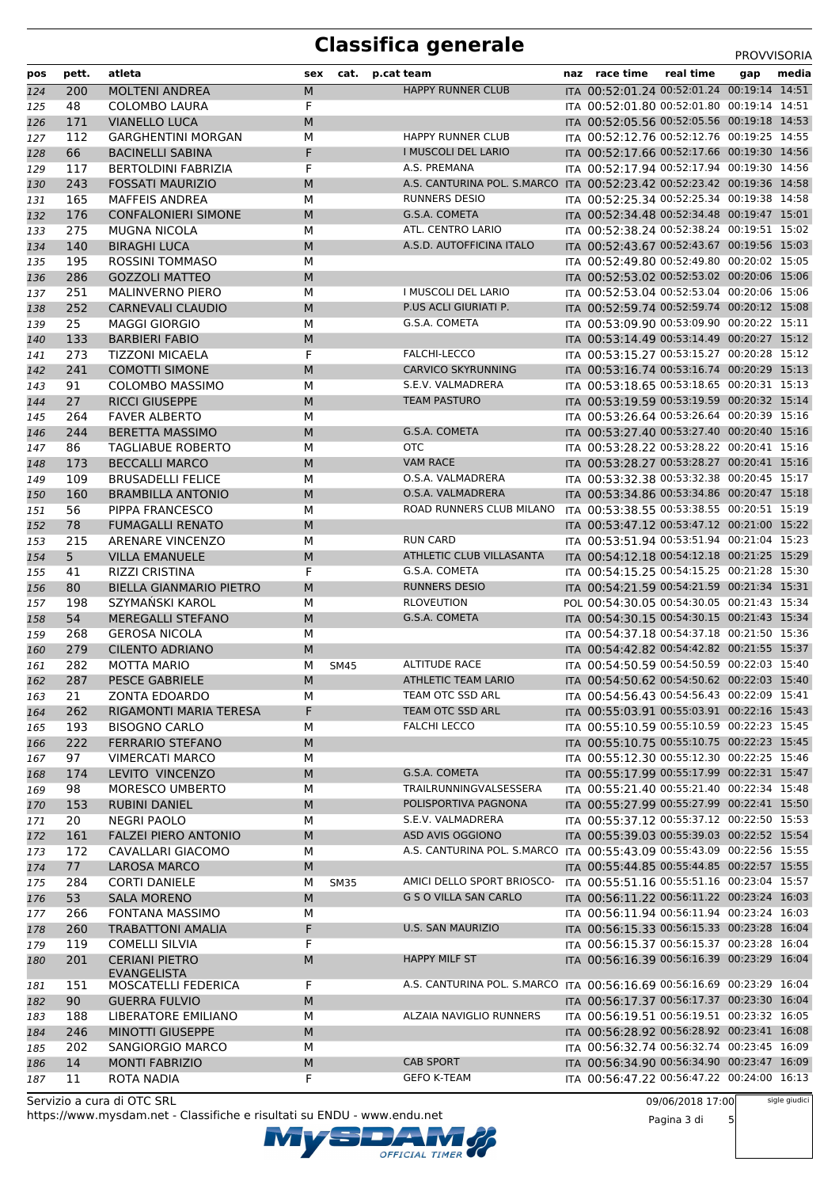# Classifica generale

PROVVISORIA

| pos | pett. | atleta | sex | cat. | p.cat team | naz | race time | real time | gap | media |
|---|---|---|---|---|---|---|---|---|---|---|
| 124 | 200 | MOLTENI ANDREA | M | | HAPPY RUNNER CLUB | ITA | 00:52:01.24 | 00:52:01.24 | 00:19:14 | 14:51 |
| 125 | 48 | COLOMBO LAURA | F | | | ITA | 00:52:01.80 | 00:52:01.80 | 00:19:14 | 14:51 |
| 126 | 171 | VIANELLO LUCA | M | | | ITA | 00:52:05.56 | 00:52:05.56 | 00:19:18 | 14:53 |
| 127 | 112 | GARGHENTINI MORGAN | M | | HAPPY RUNNER CLUB | ITA | 00:52:12.76 | 00:52:12.76 | 00:19:25 | 14:55 |
| 128 | 66 | BACINELLI SABINA | F | | I MUSCOLI DEL LARIO | ITA | 00:52:17.66 | 00:52:17.66 | 00:19:30 | 14:56 |
| 129 | 117 | BERTOLDINI FABRIZIA | F | | A.S. PREMANA | ITA | 00:52:17.94 | 00:52:17.94 | 00:19:30 | 14:56 |
| 130 | 243 | FOSSATI MAURIZIO | M | | A.S. CANTURINA POL. S.MARCO | ITA | 00:52:23.42 | 00:52:23.42 | 00:19:36 | 14:58 |
| 131 | 165 | MAFFEIS ANDREA | M | | RUNNERS DESIO | ITA | 00:52:25.34 | 00:52:25.34 | 00:19:38 | 14:58 |
| 132 | 176 | CONFALONIERI SIMONE | M | | G.S.A. COMETA | ITA | 00:52:34.48 | 00:52:34.48 | 00:19:47 | 15:01 |
| 133 | 275 | MUGNA NICOLA | M | | ATL. CENTRO LARIO | ITA | 00:52:38.24 | 00:52:38.24 | 00:19:51 | 15:02 |
| 134 | 140 | BIRAGHI LUCA | M | | A.S.D. AUTOFFICINA ITALO | ITA | 00:52:43.67 | 00:52:43.67 | 00:19:56 | 15:03 |
| 135 | 195 | ROSSINI TOMMASO | M | | | ITA | 00:52:49.80 | 00:52:49.80 | 00:20:02 | 15:05 |
| 136 | 286 | GOZZOLI MATTEO | M | | | ITA | 00:52:53.02 | 00:52:53.02 | 00:20:06 | 15:06 |
| 137 | 251 | MALINVERNO PIERO | M | | I MUSCOLI DEL LARIO | ITA | 00:52:53.04 | 00:52:53.04 | 00:20:06 | 15:06 |
| 138 | 252 | CARNEVALI CLAUDIO | M | | P.US ACLI GIURIATI P. | ITA | 00:52:59.74 | 00:52:59.74 | 00:20:12 | 15:08 |
| 139 | 25 | MAGGI GIORGIO | M | | G.S.A. COMETA | ITA | 00:53:09.90 | 00:53:09.90 | 00:20:22 | 15:11 |
| 140 | 133 | BARBIERI FABIO | M | | | ITA | 00:53:14.49 | 00:53:14.49 | 00:20:27 | 15:12 |
| 141 | 273 | TIZZONI MICAELA | F | | FALCHI-LECCO | ITA | 00:53:15.27 | 00:53:15.27 | 00:20:28 | 15:12 |
| 142 | 241 | COMOTTI SIMONE | M | | CARVICO SKYRUNNING | ITA | 00:53:16.74 | 00:53:16.74 | 00:20:29 | 15:13 |
| 143 | 91 | COLOMBO MASSIMO | M | | S.E.V. VALMADRERA | ITA | 00:53:18.65 | 00:53:18.65 | 00:20:31 | 15:13 |
| 144 | 27 | RICCI GIUSEPPE | M | | TEAM PASTURO | ITA | 00:53:19.59 | 00:53:19.59 | 00:20:32 | 15:14 |
| 145 | 264 | FAVER ALBERTO | M | | | ITA | 00:53:26.64 | 00:53:26.64 | 00:20:39 | 15:16 |
| 146 | 244 | BERETTA MASSIMO | M | | G.S.A. COMETA | ITA | 00:53:27.40 | 00:53:27.40 | 00:20:40 | 15:16 |
| 147 | 86 | TAGLIABUE ROBERTO | M | | OTC | ITA | 00:53:28.22 | 00:53:28.22 | 00:20:41 | 15:16 |
| 148 | 173 | BECCALLI MARCO | M | | VAM RACE | ITA | 00:53:28.27 | 00:53:28.27 | 00:20:41 | 15:16 |
| 149 | 109 | BRUSADELLI FELICE | M | | O.S.A. VALMADRERA | ITA | 00:53:32.38 | 00:53:32.38 | 00:20:45 | 15:17 |
| 150 | 160 | BRAMBILLA ANTONIO | M | | O.S.A. VALMADRERA | ITA | 00:53:34.86 | 00:53:34.86 | 00:20:47 | 15:18 |
| 151 | 56 | PIPPA FRANCESCO | M | | ROAD RUNNERS CLUB MILANO | ITA | 00:53:38.55 | 00:53:38.55 | 00:20:51 | 15:19 |
| 152 | 78 | FUMAGALLI RENATO | M | | | ITA | 00:53:47.12 | 00:53:47.12 | 00:21:00 | 15:22 |
| 153 | 215 | ARENARE VINCENZO | M | | RUN CARD | ITA | 00:53:51.94 | 00:53:51.94 | 00:21:04 | 15:23 |
| 154 | 5 | VILLA EMANUELE | M | | ATHLETIC CLUB VILLASANTA | ITA | 00:54:12.18 | 00:54:12.18 | 00:21:25 | 15:29 |
| 155 | 41 | RIZZI CRISTINA | F | | G.S.A. COMETA | ITA | 00:54:15.25 | 00:54:15.25 | 00:21:28 | 15:30 |
| 156 | 80 | BIELLA GIANMARIO PIETRO | M | | RUNNERS DESIO | ITA | 00:54:21.59 | 00:54:21.59 | 00:21:34 | 15:31 |
| 157 | 198 | SZYMAŃSKI KAROL | M | | RLOEVUTION | POL | 00:54:30.05 | 00:54:30.05 | 00:21:43 | 15:34 |
| 158 | 54 | MEREGALLI STEFANO | M | | G.S.A. COMETA | ITA | 00:54:30.15 | 00:54:30.15 | 00:21:43 | 15:34 |
| 159 | 268 | GEROSA NICOLA | M | | | ITA | 00:54:37.18 | 00:54:37.18 | 00:21:50 | 15:36 |
| 160 | 279 | CILENTO ADRIANO | M | | | ITA | 00:54:42.82 | 00:54:42.82 | 00:21:55 | 15:37 |
| 161 | 282 | MOTTA MARIO | M | SM45 | ALTITUDE RACE | ITA | 00:54:50.59 | 00:54:50.59 | 00:22:03 | 15:40 |
| 162 | 287 | PESCE GABRIELE | M | | ATHLETIC TEAM LARIO | ITA | 00:54:50.62 | 00:54:50.62 | 00:22:03 | 15:40 |
| 163 | 21 | ZONTA EDOARDO | M | | TEAM OTC SSD ARL | ITA | 00:54:56.43 | 00:54:56.43 | 00:22:09 | 15:41 |
| 164 | 262 | RIGAMONTI MARIA TERESA | F | | TEAM OTC SSD ARL | ITA | 00:55:03.91 | 00:55:03.91 | 00:22:16 | 15:43 |
| 165 | 193 | BISOGNO CARLO | M | | FALCHI LECCO | ITA | 00:55:10.59 | 00:55:10.59 | 00:22:23 | 15:45 |
| 166 | 222 | FERRARIO STEFANO | M | | | ITA | 00:55:10.75 | 00:55:10.75 | 00:22:23 | 15:45 |
| 167 | 97 | VIMERCATI MARCO | M | | | ITA | 00:55:12.30 | 00:55:12.30 | 00:22:25 | 15:46 |
| 168 | 174 | LEVITO VINCENZO | M | | G.S.A. COMETA | ITA | 00:55:17.99 | 00:55:17.99 | 00:22:31 | 15:47 |
| 169 | 98 | MORESCO UMBERTO | M | | TRAILRUNNINGVALSESSERA | ITA | 00:55:21.40 | 00:55:21.40 | 00:22:34 | 15:48 |
| 170 | 153 | RUBINI DANIEL | M | | POLISPORTIVA PAGNONA | ITA | 00:55:27.99 | 00:55:27.99 | 00:22:41 | 15:50 |
| 171 | 20 | NEGRI PAOLO | M | | S.E.V. VALMADRERA | ITA | 00:55:37.12 | 00:55:37.12 | 00:22:50 | 15:53 |
| 172 | 161 | FALZEI PIERO ANTONIO | M | | ASD AVIS OGGIONO | ITA | 00:55:39.03 | 00:55:39.03 | 00:22:52 | 15:54 |
| 173 | 172 | CAVALLARI GIACOMO | M | | A.S. CANTURINA POL. S.MARCO | ITA | 00:55:43.09 | 00:55:43.09 | 00:22:56 | 15:55 |
| 174 | 77 | LAROSA MARCO | M | | | ITA | 00:55:44.85 | 00:55:44.85 | 00:22:57 | 15:55 |
| 175 | 284 | CORTI DANIELE | M | SM35 | AMICI DELLO SPORT BRIOSCO- | ITA | 00:55:51.16 | 00:55:51.16 | 00:23:04 | 15:57 |
| 176 | 53 | SALA MORENO | M | | G S O VILLA SAN CARLO | ITA | 00:56:11.22 | 00:56:11.22 | 00:23:24 | 16:03 |
| 177 | 266 | FONTANA MASSIMO | M | | | ITA | 00:56:11.94 | 00:56:11.94 | 00:23:24 | 16:03 |
| 178 | 260 | TRABATTONI AMALIA | F | | U.S. SAN MAURIZIO | ITA | 00:56:15.33 | 00:56:15.33 | 00:23:28 | 16:04 |
| 179 | 119 | COMELLI SILVIA | F | | | ITA | 00:56:15.37 | 00:56:15.37 | 00:23:28 | 16:04 |
| 180 | 201 | CERIANI PIETRO EVANGELISTA | M | | HAPPY MILF ST | ITA | 00:56:16.39 | 00:56:16.39 | 00:23:29 | 16:04 |
| 181 | 151 | MOSCATELLI FEDERICA | F | | A.S. CANTURINA POL. S.MARCO | ITA | 00:56:16.69 | 00:56:16.69 | 00:23:29 | 16:04 |
| 182 | 90 | GUERRA FULVIO | M | | | ITA | 00:56:17.37 | 00:56:17.37 | 00:23:30 | 16:04 |
| 183 | 188 | LIBERATORE EMILIANO | M | | ALZAIA NAVIGLIO RUNNERS | ITA | 00:56:19.51 | 00:56:19.51 | 00:23:32 | 16:05 |
| 184 | 246 | MINOTTI GIUSEPPE | M | | | ITA | 00:56:28.92 | 00:56:28.92 | 00:23:41 | 16:08 |
| 185 | 202 | SANGIORGIO MARCO | M | | | ITA | 00:56:32.74 | 00:56:32.74 | 00:23:45 | 16:09 |
| 186 | 14 | MONTI FABRIZIO | M | | CAB SPORT | ITA | 00:56:34.90 | 00:56:34.90 | 00:23:47 | 16:09 |
| 187 | 11 | ROTA NADIA | F | | GEFO K-TEAM | ITA | 00:56:47.22 | 00:56:47.22 | 00:24:00 | 16:13 |

Servizio a cura di OTC SRL
https://www.mysdam.net - Classifiche e risultati su ENDU - www.endu.net

09/06/2018 17:00

sigle giudici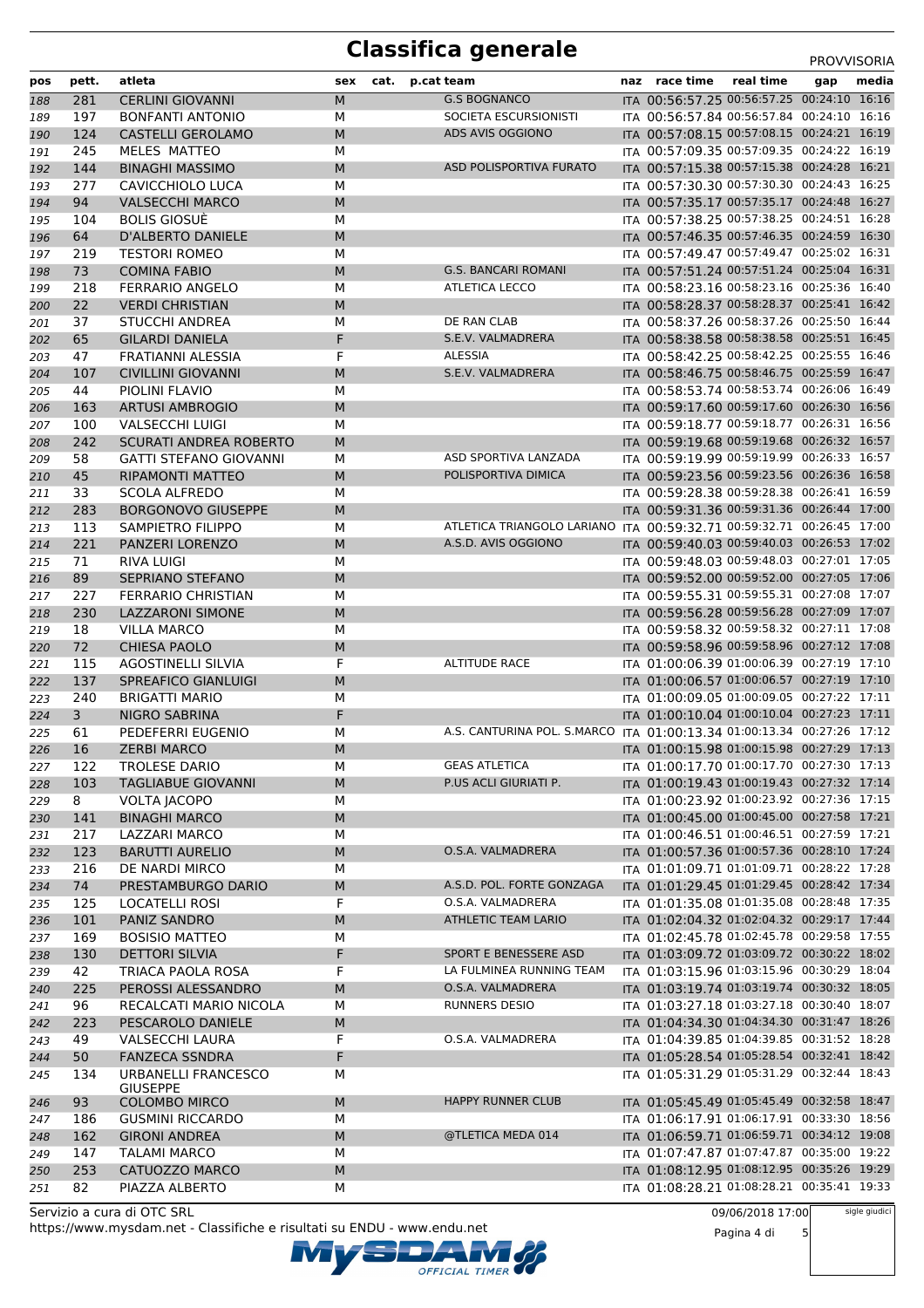# Classifica generale

PROVVISORIA

| pos | pett. | atleta | sex | cat. | p.cat | team | naz | race time | real time | gap | media |
|---|---|---|---|---|---|---|---|---|---|---|---|
| 188 | 281 | CERLINI GIOVANNI | M | | | G.S BOGNANCO | ITA | 00:56:57.25 | 00:56:57.25 | 00:24:10 | 16:16 |
| 189 | 197 | BONFANTI ANTONIO | M | | | SOCIETA ESCURSIONISTI | ITA | 00:56:57.84 | 00:56:57.84 | 00:24:10 | 16:16 |
| 190 | 124 | CASTELLI GEROLAMO | M | | | ADS AVIS OGGIONO | ITA | 00:57:08.15 | 00:57:08.15 | 00:24:21 | 16:19 |
| 191 | 245 | MELES MATTEO | M | | | | ITA | 00:57:09.35 | 00:57:09.35 | 00:24:22 | 16:19 |
| 192 | 144 | BINAGHI MASSIMO | M | | | ASD POLISPORTIVA FURATO | ITA | 00:57:15.38 | 00:57:15.38 | 00:24:28 | 16:21 |
| 193 | 277 | CAVICCHIOLO LUCA | M | | | | ITA | 00:57:30.30 | 00:57:30.30 | 00:24:43 | 16:25 |
| 194 | 94 | VALSECCHI MARCO | M | | | | ITA | 00:57:35.17 | 00:57:35.17 | 00:24:48 | 16:27 |
| 195 | 104 | BOLIS GIOSUÈ | M | | | | ITA | 00:57:38.25 | 00:57:38.25 | 00:24:51 | 16:28 |
| 196 | 64 | D'ALBERTO DANIELE | M | | | | ITA | 00:57:46.35 | 00:57:46.35 | 00:24:59 | 16:30 |
| 197 | 219 | TESTORI ROMEO | M | | | | ITA | 00:57:49.47 | 00:57:49.47 | 00:25:02 | 16:31 |
| 198 | 73 | COMINA FABIO | M | | | G.S. BANCARI ROMANI | ITA | 00:57:51.24 | 00:57:51.24 | 00:25:04 | 16:31 |
| 199 | 218 | FERRARIO ANGELO | M | | | ATLETICA LECCO | ITA | 00:58:23.16 | 00:58:23.16 | 00:25:36 | 16:40 |
| 200 | 22 | VERDI CHRISTIAN | M | | | | ITA | 00:58:28.37 | 00:58:28.37 | 00:25:41 | 16:42 |
| 201 | 37 | STUCCHI ANDREA | M | | | DE RAN CLAB | ITA | 00:58:37.26 | 00:58:37.26 | 00:25:50 | 16:44 |
| 202 | 65 | GILARDI DANIELA | F | | | S.E.V. VALMADRERA | ITA | 00:58:38.58 | 00:58:38.58 | 00:25:51 | 16:45 |
| 203 | 47 | FRATIANNI ALESSIA | F | | | ALESSIA | ITA | 00:58:42.25 | 00:58:42.25 | 00:25:55 | 16:46 |
| 204 | 107 | CIVILLINI GIOVANNI | M | | | S.E.V. VALMADRERA | ITA | 00:58:46.75 | 00:58:46.75 | 00:25:59 | 16:47 |
| 205 | 44 | PIOLINI FLAVIO | M | | | | ITA | 00:58:53.74 | 00:58:53.74 | 00:26:06 | 16:49 |
| 206 | 163 | ARTUSI AMBROGIO | M | | | | ITA | 00:59:17.60 | 00:59:17.60 | 00:26:30 | 16:56 |
| 207 | 100 | VALSECCHI LUIGI | M | | | | ITA | 00:59:18.77 | 00:59:18.77 | 00:26:31 | 16:56 |
| 208 | 242 | SCURATI ANDREA ROBERTO | M | | | | ITA | 00:59:19.68 | 00:59:19.68 | 00:26:32 | 16:57 |
| 209 | 58 | GATTI STEFANO GIOVANNI | M | | | ASD SPORTIVA LANZADA | ITA | 00:59:19.99 | 00:59:19.99 | 00:26:33 | 16:57 |
| 210 | 45 | RIPAMONTI MATTEO | M | | | POLISPORTIVA DIMICA | ITA | 00:59:23.56 | 00:59:23.56 | 00:26:36 | 16:58 |
| 211 | 33 | SCOLA ALFREDO | M | | | | ITA | 00:59:28.38 | 00:59:28.38 | 00:26:41 | 16:59 |
| 212 | 283 | BORGONOVO GIUSEPPE | M | | | | ITA | 00:59:31.36 | 00:59:31.36 | 00:26:44 | 17:00 |
| 213 | 113 | SAMPIETRO FILIPPO | M | | | ATLETICA TRIANGOLO LARIANO | ITA | 00:59:32.71 | 00:59:32.71 | 00:26:45 | 17:00 |
| 214 | 221 | PANZERI LORENZO | M | | | A.S.D. AVIS OGGIONO | ITA | 00:59:40.03 | 00:59:40.03 | 00:26:53 | 17:02 |
| 215 | 71 | RIVA LUIGI | M | | | | ITA | 00:59:48.03 | 00:59:48.03 | 00:27:01 | 17:05 |
| 216 | 89 | SEPRIANO STEFANO | M | | | | ITA | 00:59:52.00 | 00:59:52.00 | 00:27:05 | 17:06 |
| 217 | 227 | FERRARIO CHRISTIAN | M | | | | ITA | 00:59:55.31 | 00:59:55.31 | 00:27:08 | 17:07 |
| 218 | 230 | LAZZARONI SIMONE | M | | | | ITA | 00:59:56.28 | 00:59:56.28 | 00:27:09 | 17:07 |
| 219 | 18 | VILLA MARCO | M | | | | ITA | 00:59:58.32 | 00:59:58.32 | 00:27:11 | 17:08 |
| 220 | 72 | CHIESA PAOLO | M | | | | ITA | 00:59:58.96 | 00:59:58.96 | 00:27:12 | 17:08 |
| 221 | 115 | AGOSTINELLI SILVIA | F | | | ALTITUDE RACE | ITA | 01:00:06.39 | 01:00:06.39 | 00:27:19 | 17:10 |
| 222 | 137 | SPREAFICO GIANLUIGI | M | | | | ITA | 01:00:06.57 | 01:00:06.57 | 00:27:19 | 17:10 |
| 223 | 240 | BRIGATTI MARIO | M | | | | ITA | 01:00:09.05 | 01:00:09.05 | 00:27:22 | 17:11 |
| 224 | 3 | NIGRO SABRINA | F | | | | ITA | 01:00:10.04 | 01:00:10.04 | 00:27:23 | 17:11 |
| 225 | 61 | PEDEFERRI EUGENIO | M | | | A.S. CANTURINA POL. S.MARCO | ITA | 01:00:13.34 | 01:00:13.34 | 00:27:26 | 17:12 |
| 226 | 16 | ZERBI MARCO | M | | | | ITA | 01:00:15.98 | 01:00:15.98 | 00:27:29 | 17:13 |
| 227 | 122 | TROLESE DARIO | M | | | GEAS ATLETICA | ITA | 01:00:17.70 | 01:00:17.70 | 00:27:30 | 17:13 |
| 228 | 103 | TAGLIABUE GIOVANNI | M | | | P.US ACLI GIURIATI P. | ITA | 01:00:19.43 | 01:00:19.43 | 00:27:32 | 17:14 |
| 229 | 8 | VOLTA JACOPO | M | | | | ITA | 01:00:23.92 | 01:00:23.92 | 00:27:36 | 17:15 |
| 230 | 141 | BINAGHI MARCO | M | | | | ITA | 01:00:45.00 | 01:00:45.00 | 00:27:58 | 17:21 |
| 231 | 217 | LAZZARI MARCO | M | | | | ITA | 01:00:46.51 | 01:00:46.51 | 00:27:59 | 17:21 |
| 232 | 123 | BARUTTI AURELIO | M | | | O.S.A. VALMADRERA | ITA | 01:00:57.36 | 01:00:57.36 | 00:28:10 | 17:24 |
| 233 | 216 | DE NARDI MIRCO | M | | | | ITA | 01:01:09.71 | 01:01:09.71 | 00:28:22 | 17:28 |
| 234 | 74 | PRESTAMBURGO DARIO | M | | | A.S.D. POL. FORTE GONZAGA | ITA | 01:01:29.45 | 01:01:29.45 | 00:28:42 | 17:34 |
| 235 | 125 | LOCATELLI ROSI | F | | | O.S.A. VALMADRERA | ITA | 01:01:35.08 | 01:01:35.08 | 00:28:48 | 17:35 |
| 236 | 101 | PANIZ SANDRO | M | | | ATHLETIC TEAM LARIO | ITA | 01:02:04.32 | 01:02:04.32 | 00:29:17 | 17:44 |
| 237 | 169 | BOSISIO MATTEO | M | | | | ITA | 01:02:45.78 | 01:02:45.78 | 00:29:58 | 17:55 |
| 238 | 130 | DETTORI SILVIA | F | | | SPORT E BENESSERE ASD | ITA | 01:03:09.72 | 01:03:09.72 | 00:30:22 | 18:02 |
| 239 | 42 | TRIACA PAOLA ROSA | F | | | LA FULMINEA RUNNING TEAM | ITA | 01:03:15.96 | 01:03:15.96 | 00:30:29 | 18:04 |
| 240 | 225 | PEROSSI ALESSANDRO | M | | | O.S.A. VALMADRERA | ITA | 01:03:19.74 | 01:03:19.74 | 00:30:32 | 18:05 |
| 241 | 96 | RECALCATI MARIO NICOLA | M | | | RUNNERS DESIO | ITA | 01:03:27.18 | 01:03:27.18 | 00:30:40 | 18:07 |
| 242 | 223 | PESCAROLO DANIELE | M | | | | ITA | 01:04:34.30 | 01:04:34.30 | 00:31:47 | 18:26 |
| 243 | 49 | VALSECCHI LAURA | F | | | O.S.A. VALMADRERA | ITA | 01:04:39.85 | 01:04:39.85 | 00:31:52 | 18:28 |
| 244 | 50 | FANZECA SSNDRA | F | | | | ITA | 01:05:28.54 | 01:05:28.54 | 00:32:41 | 18:42 |
| 245 | 134 | URBANELLI FRANCESCO GIUSEPPE | M | | | | ITA | 01:05:31.29 | 01:05:31.29 | 00:32:44 | 18:43 |
| 246 | 93 | COLOMBO MIRCO | M | | | HAPPY RUNNER CLUB | ITA | 01:05:45.49 | 01:05:45.49 | 00:32:58 | 18:47 |
| 247 | 186 | GUSMINI RICCARDO | M | | | | ITA | 01:06:17.91 | 01:06:17.91 | 00:33:30 | 18:56 |
| 248 | 162 | GIRONI ANDREA | M | | | @TLETICA MEDA 014 | ITA | 01:06:59.71 | 01:06:59.71 | 00:34:12 | 19:08 |
| 249 | 147 | TALAMI MARCO | M | | | | ITA | 01:07:47.87 | 01:07:47.87 | 00:35:00 | 19:22 |
| 250 | 253 | CATUOZZO MARCO | M | | | | ITA | 01:08:12.95 | 01:08:12.95 | 00:35:26 | 19:29 |
| 251 | 82 | PIAZZA ALBERTO | M | | | | ITA | 01:08:28.21 | 01:08:28.21 | 00:35:41 | 19:33 |

Servizio a cura di OTC SRL
https://www.mysdam.net - Classifiche e risultati su ENDU - www.endu.net

09/06/2018 17:00

sigle giudici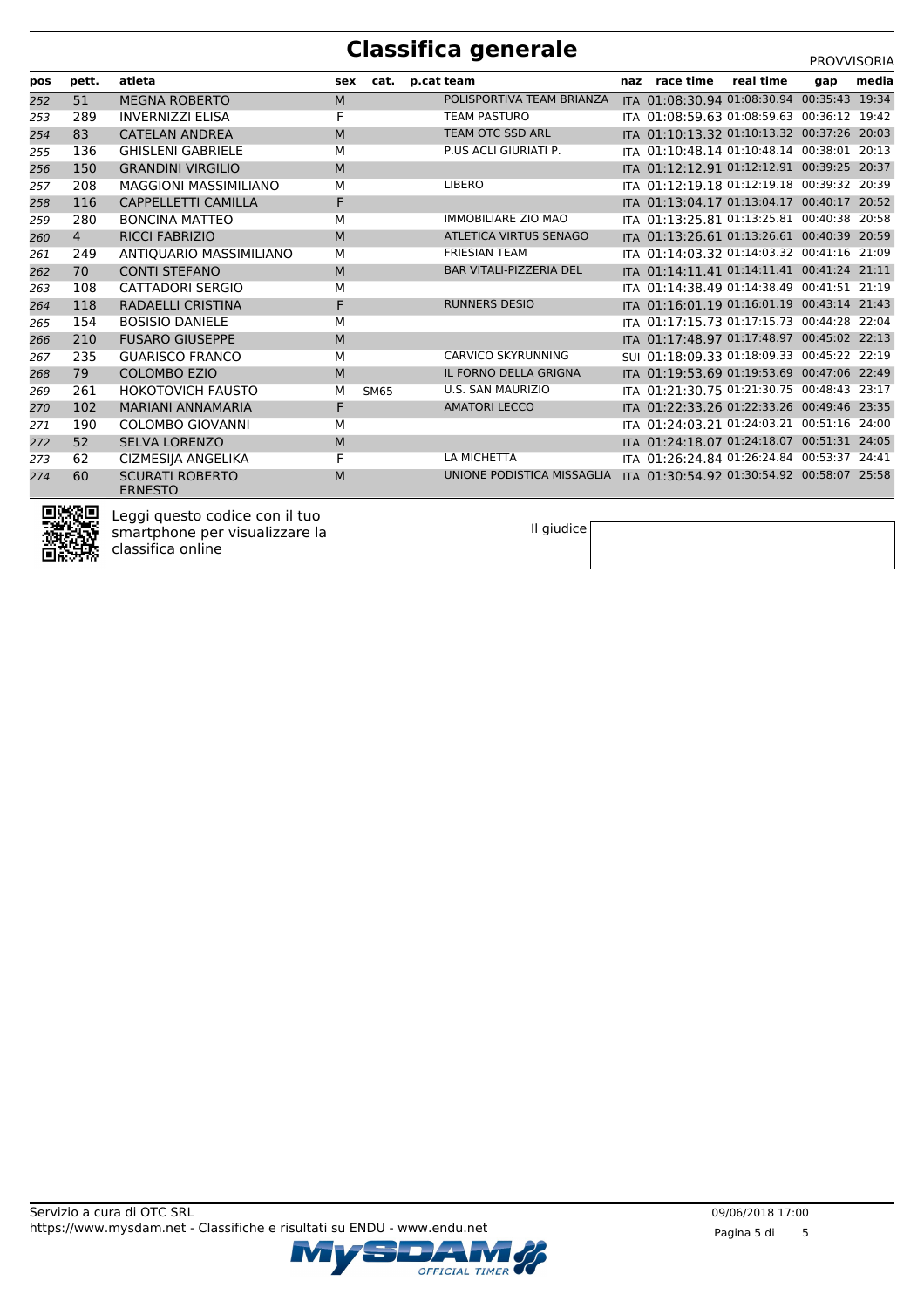# Classifica generale

PROVVISORIA

| pos | pett. | atleta | sex | cat. | p.cat | team | naz | race time | real time | gap | media |
|---|---|---|---|---|---|---|---|---|---|---|---|
| 252 | 51 | MEGNA ROBERTO | M | | | POLISPORTIVA TEAM BRIANZA | ITA | 01:08:30.94 | 01:08:30.94 | 00:35:43 | 19:34 |
| 253 | 289 | INVERNIZZI ELISA | F | | | TEAM PASTURO | ITA | 01:08:59.63 | 01:08:59.63 | 00:36:12 | 19:42 |
| 254 | 83 | CATELAN ANDREA | M | | | TEAM OTC SSD ARL | ITA | 01:10:13.32 | 01:10:13.32 | 00:37:26 | 20:03 |
| 255 | 136 | GHISLENI GABRIELE | M | | | P.US ACLI GIURIATI P. | ITA | 01:10:48.14 | 01:10:48.14 | 00:38:01 | 20:13 |
| 256 | 150 | GRANDINI VIRGILIO | M | | | | ITA | 01:12:12.91 | 01:12:12.91 | 00:39:25 | 20:37 |
| 257 | 208 | MAGGIONI MASSIMILIANO | M | | | LIBERO | ITA | 01:12:19.18 | 01:12:19.18 | 00:39:32 | 20:39 |
| 258 | 116 | CAPPELLETTI CAMILLA | F | | | | ITA | 01:13:04.17 | 01:13:04.17 | 00:40:17 | 20:52 |
| 259 | 280 | BONCINA MATTEO | M | | | IMMOBILIARE ZIO MAO | ITA | 01:13:25.81 | 01:13:25.81 | 00:40:38 | 20:58 |
| 260 | 4 | RICCI FABRIZIO | M | | | ATLETICA VIRTUS SENAGO | ITA | 01:13:26.61 | 01:13:26.61 | 00:40:39 | 20:59 |
| 261 | 249 | ANTIQUARIO MASSIMILIANO | M | | | FRIESIAN TEAM | ITA | 01:14:03.32 | 01:14:03.32 | 00:41:16 | 21:09 |
| 262 | 70 | CONTI STEFANO | M | | | BAR VITALI-PIZZERIA DEL | ITA | 01:14:11.41 | 01:14:11.41 | 00:41:24 | 21:11 |
| 263 | 108 | CATTADORI SERGIO | M | | | | ITA | 01:14:38.49 | 01:14:38.49 | 00:41:51 | 21:19 |
| 264 | 118 | RADAELLI CRISTINA | F | | | RUNNERS DESIO | ITA | 01:16:01.19 | 01:16:01.19 | 00:43:14 | 21:43 |
| 265 | 154 | BOSISIO DANIELE | M | | | | ITA | 01:17:15.73 | 01:17:15.73 | 00:44:28 | 22:04 |
| 266 | 210 | FUSARO GIUSEPPE | M | | | | ITA | 01:17:48.97 | 01:17:48.97 | 00:45:02 | 22:13 |
| 267 | 235 | GUARISCO FRANCO | M | | | CARVICO SKYRUNNING | SUI | 01:18:09.33 | 01:18:09.33 | 00:45:22 | 22:19 |
| 268 | 79 | COLOMBO EZIO | M | | | IL FORNO DELLA GRIGNA | ITA | 01:19:53.69 | 01:19:53.69 | 00:47:06 | 22:49 |
| 269 | 261 | HOKOTOVICH FAUSTO | M | SM65 | | U.S. SAN MAURIZIO | ITA | 01:21:30.75 | 01:21:30.75 | 00:48:43 | 23:17 |
| 270 | 102 | MARIANI ANNAMARIA | F | | | AMATORI LECCO | ITA | 01:22:33.26 | 01:22:33.26 | 00:49:46 | 23:35 |
| 271 | 190 | COLOMBO GIOVANNI | M | | | | ITA | 01:24:03.21 | 01:24:03.21 | 00:51:16 | 24:00 |
| 272 | 52 | SELVA LORENZO | M | | | | ITA | 01:24:18.07 | 01:24:18.07 | 00:51:31 | 24:05 |
| 273 | 62 | CIZMESIJA ANGELIKA | F | | | LA MICHETTA | ITA | 01:26:24.84 | 01:26:24.84 | 00:53:37 | 24:41 |
| 274 | 60 | SCURATI ROBERTO ERNESTO | M | | | UNIONE PODISTICA MISSAGLIA | ITA | 01:30:54.92 | 01:30:54.92 | 00:58:07 | 25:58 |

Leggi questo codice con il tuo smartphone per visualizzare la classifica online

Il giudice

Servizio a cura di OTC SRL
https://www.mysdam.net - Classifiche e risultati su ENDU - www.endu.net

09/06/2018 17:00